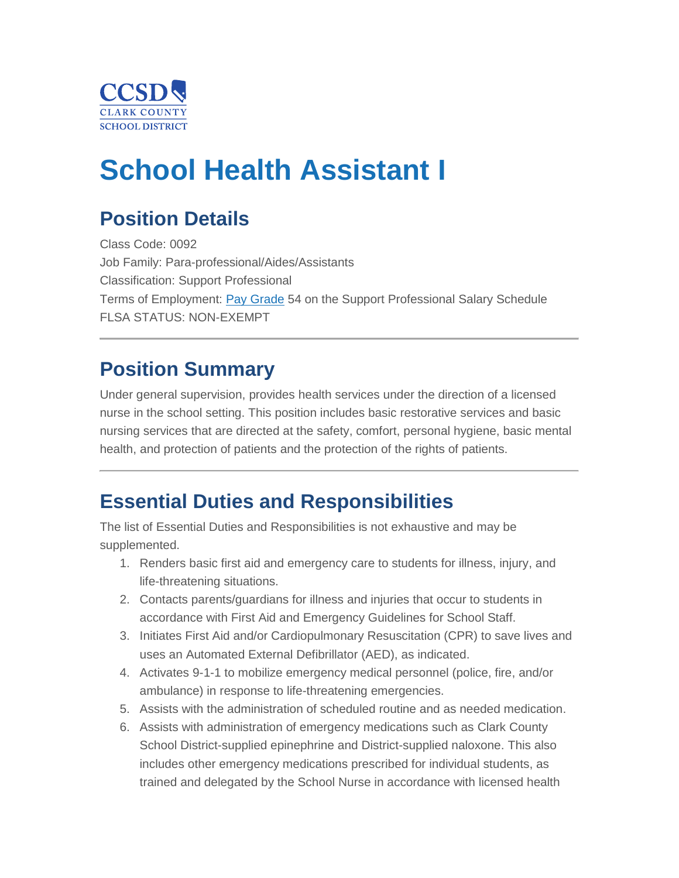CCSD
CLARK COUNTY
SCHOOL DISTRICT

# School Health Assistant I

## Position Details

Class Code: 0092
Job Family: Para-professional/Aides/Assistants
Classification: Support Professional
Terms of Employment: Pay Grade 54 on the Support Professional Salary Schedule
FLSA STATUS: NON-EXEMPT

---

## Position Summary

Under general supervision, provides health services under the direction of a licensed nurse in the school setting. This position includes basic restorative services and basic nursing services that are directed at the safety, comfort, personal hygiene, basic mental health, and protection of patients and the protection of the rights of patients.

---

## Essential Duties and Responsibilities

The list of Essential Duties and Responsibilities is not exhaustive and may be supplemented.

1. Renders basic first aid and emergency care to students for illness, injury, and life-threatening situations.
2. Contacts parents/guardians for illness and injuries that occur to students in accordance with First Aid and Emergency Guidelines for School Staff.
3. Initiates First Aid and/or Cardiopulmonary Resuscitation (CPR) to save lives and uses an Automated External Defibrillator (AED), as indicated.
4. Activates 9-1-1 to mobilize emergency medical personnel (police, fire, and/or ambulance) in response to life-threatening emergencies.
5. Assists with the administration of scheduled routine and as needed medication.
6. Assists with administration of emergency medications such as Clark County School District-supplied epinephrine and District-supplied naloxone. This also includes other emergency medications prescribed for individual students, as trained and delegated by the School Nurse in accordance with licensed health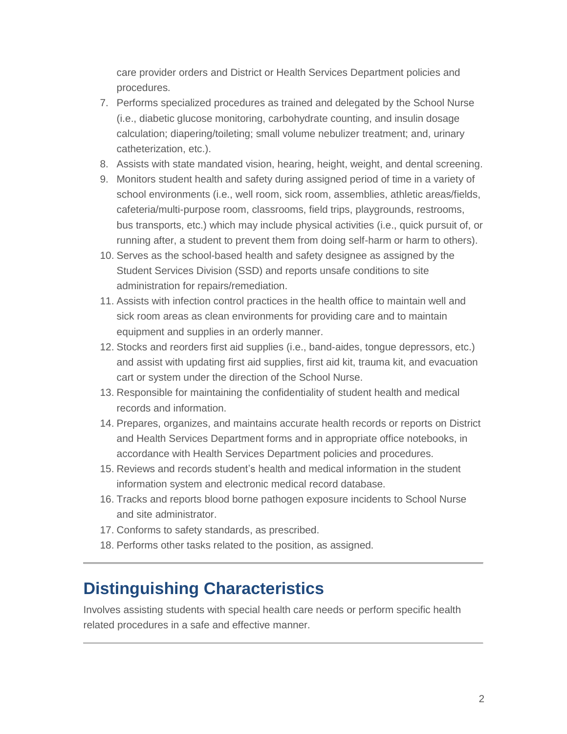care provider orders and District or Health Services Department policies and procedures.

7. Performs specialized procedures as trained and delegated by the School Nurse (i.e., diabetic glucose monitoring, carbohydrate counting, and insulin dosage calculation; diapering/toileting; small volume nebulizer treatment; and, urinary catheterization, etc.).
8. Assists with state mandated vision, hearing, height, weight, and dental screening.
9. Monitors student health and safety during assigned period of time in a variety of school environments (i.e., well room, sick room, assemblies, athletic areas/fields, cafeteria/multi-purpose room, classrooms, field trips, playgrounds, restrooms, bus transports, etc.) which may include physical activities (i.e., quick pursuit of, or running after, a student to prevent them from doing self-harm or harm to others).
10. Serves as the school-based health and safety designee as assigned by the Student Services Division (SSD) and reports unsafe conditions to site administration for repairs/remediation.
11. Assists with infection control practices in the health office to maintain well and sick room areas as clean environments for providing care and to maintain equipment and supplies in an orderly manner.
12. Stocks and reorders first aid supplies (i.e., band-aides, tongue depressors, etc.) and assist with updating first aid supplies, first aid kit, trauma kit, and evacuation cart or system under the direction of the School Nurse.
13. Responsible for maintaining the confidentiality of student health and medical records and information.
14. Prepares, organizes, and maintains accurate health records or reports on District and Health Services Department forms and in appropriate office notebooks, in accordance with Health Services Department policies and procedures.
15. Reviews and records student's health and medical information in the student information system and electronic medical record database.
16. Tracks and reports blood borne pathogen exposure incidents to School Nurse and site administrator.
17. Conforms to safety standards, as prescribed.
18. Performs other tasks related to the position, as assigned.

## Distinguishing Characteristics

Involves assisting students with special health care needs or perform specific health related procedures in a safe and effective manner.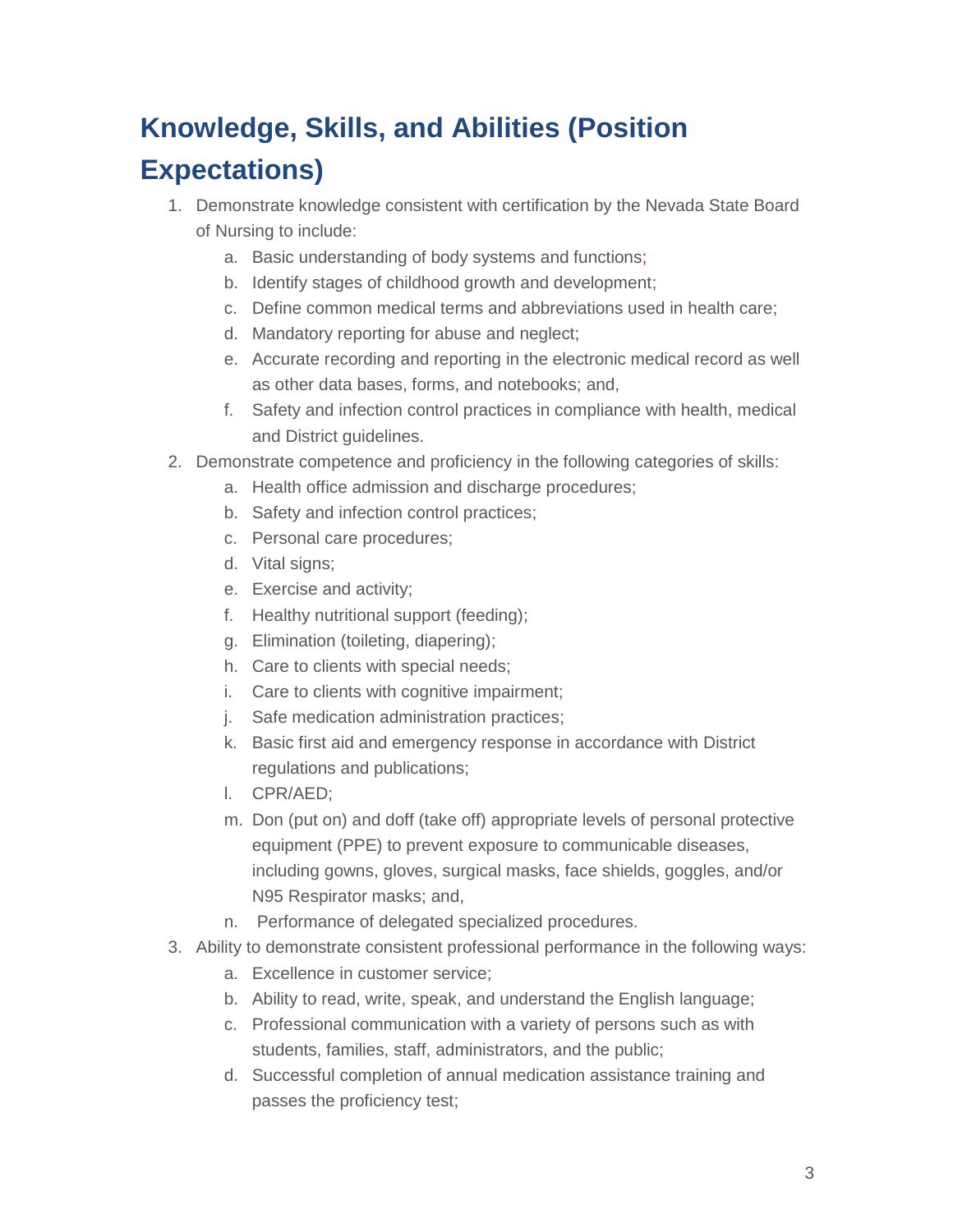## Knowledge, Skills, and Abilities (Position Expectations)

1. Demonstrate knowledge consistent with certification by the Nevada State Board of Nursing to include:
    a. Basic understanding of body systems and functions;
    b. Identify stages of childhood growth and development;
    c. Define common medical terms and abbreviations used in health care;
    d. Mandatory reporting for abuse and neglect;
    e. Accurate recording and reporting in the electronic medical record as well as other data bases, forms, and notebooks; and,
    f. Safety and infection control practices in compliance with health, medical and District guidelines.
2. Demonstrate competence and proficiency in the following categories of skills:
    a. Health office admission and discharge procedures;
    b. Safety and infection control practices;
    c. Personal care procedures;
    d. Vital signs;
    e. Exercise and activity;
    f. Healthy nutritional support (feeding);
    g. Elimination (toileting, diapering);
    h. Care to clients with special needs;
    i. Care to clients with cognitive impairment;
    j. Safe medication administration practices;
    k. Basic first aid and emergency response in accordance with District regulations and publications;
    l. CPR/AED;
    m. Don (put on) and doff (take off) appropriate levels of personal protective equipment (PPE) to prevent exposure to communicable diseases, including gowns, gloves, surgical masks, face shields, goggles, and/or N95 Respirator masks; and,
    n. Performance of delegated specialized procedures.
3. Ability to demonstrate consistent professional performance in the following ways:
    a. Excellence in customer service;
    b. Ability to read, write, speak, and understand the English language;
    c. Professional communication with a variety of persons such as with students, families, staff, administrators, and the public;
    d. Successful completion of annual medication assistance training and passes the proficiency test;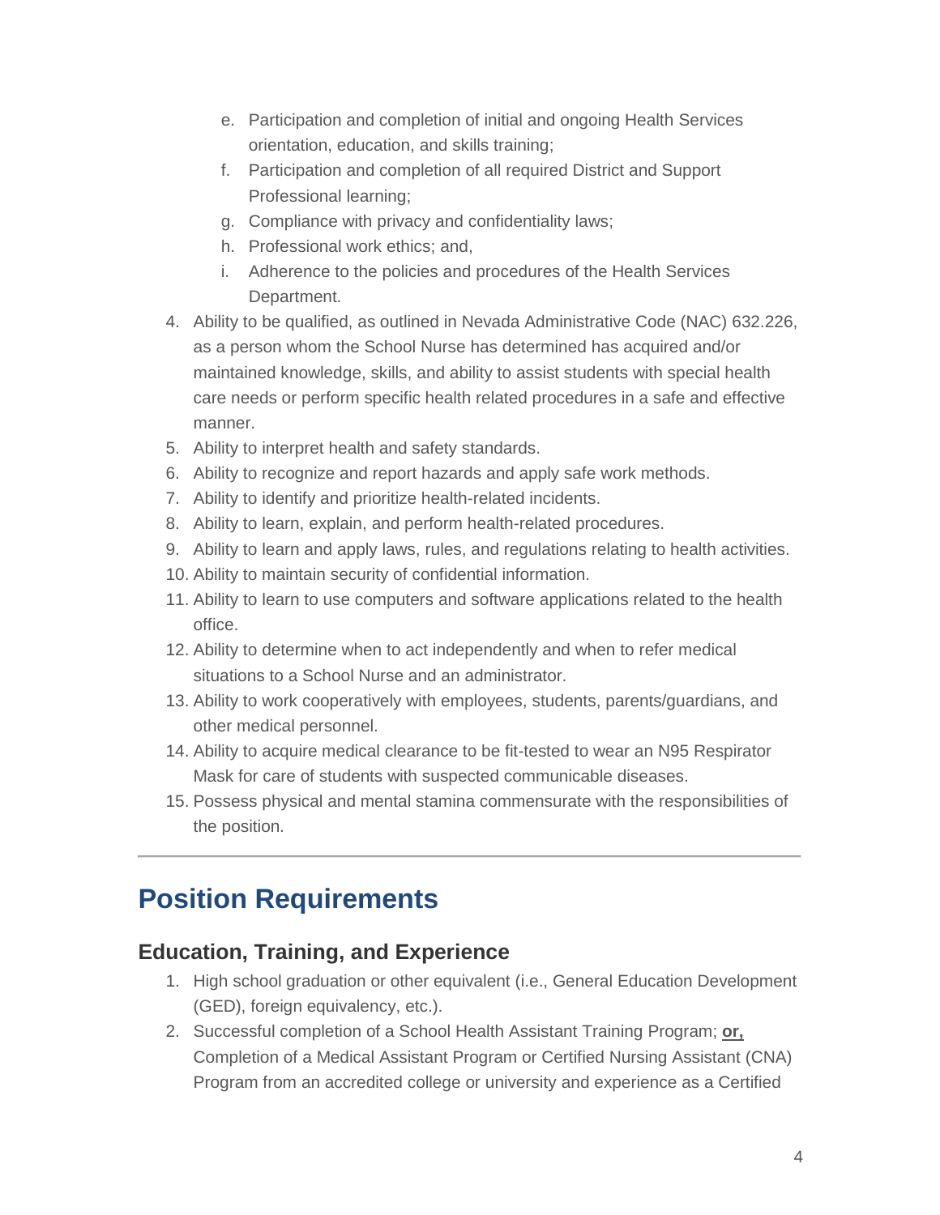e. Participation and completion of initial and ongoing Health Services orientation, education, and skills training;
   f. Participation and completion of all required District and Support Professional learning;
   g. Compliance with privacy and confidentiality laws;
   h. Professional work ethics; and,
   i. Adherence to the policies and procedures of the Health Services Department.
4. Ability to be qualified, as outlined in Nevada Administrative Code (NAC) 632.226, as a person whom the School Nurse has determined has acquired and/or maintained knowledge, skills, and ability to assist students with special health care needs or perform specific health related procedures in a safe and effective manner.
5. Ability to interpret health and safety standards.
6. Ability to recognize and report hazards and apply safe work methods.
7. Ability to identify and prioritize health-related incidents.
8. Ability to learn, explain, and perform health-related procedures.
9. Ability to learn and apply laws, rules, and regulations relating to health activities.
10. Ability to maintain security of confidential information.
11. Ability to learn to use computers and software applications related to the health office.
12. Ability to determine when to act independently and when to refer medical situations to a School Nurse and an administrator.
13. Ability to work cooperatively with employees, students, parents/guardians, and other medical personnel.
14. Ability to acquire medical clearance to be fit-tested to wear an N95 Respirator Mask for care of students with suspected communicable diseases.
15. Possess physical and mental stamina commensurate with the responsibilities of the position.

---

# Position Requirements

## Education, Training, and Experience

1. High school graduation or other equivalent (i.e., General Education Development (GED), foreign equivalency, etc.).
2. Successful completion of a School Health Assistant Training Program; **or,** Completion of a Medical Assistant Program or Certified Nursing Assistant (CNA) Program from an accredited college or university and experience as a Certified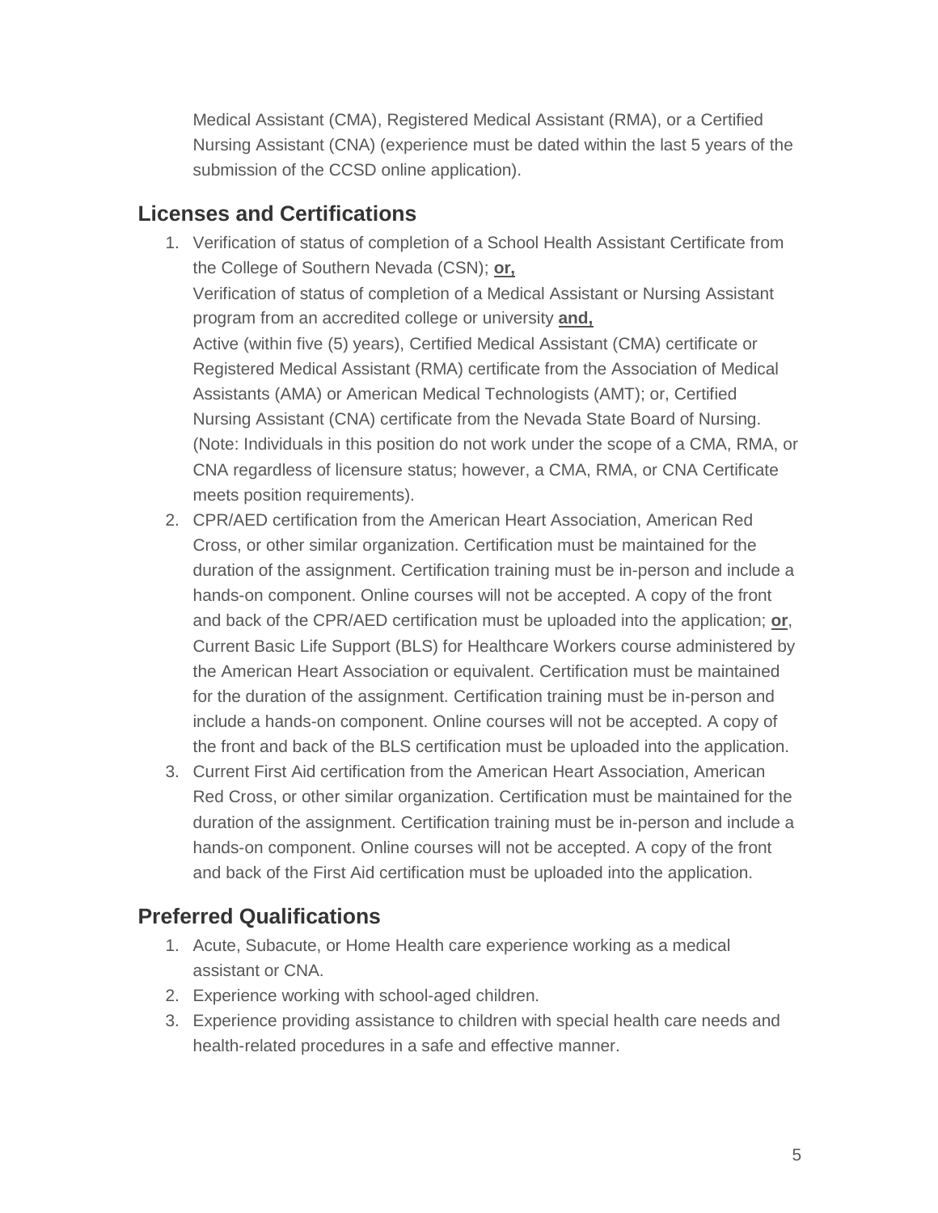Medical Assistant (CMA), Registered Medical Assistant (RMA), or a Certified Nursing Assistant (CNA) (experience must be dated within the last 5 years of the submission of the CCSD online application).

## Licenses and Certifications

1. Verification of status of completion of a School Health Assistant Certificate from the College of Southern Nevada (CSN); **or,**
   Verification of status of completion of a Medical Assistant or Nursing Assistant program from an accredited college or university **and,**
   Active (within five (5) years), Certified Medical Assistant (CMA) certificate or Registered Medical Assistant (RMA) certificate from the Association of Medical Assistants (AMA) or American Medical Technologists (AMT); or, Certified Nursing Assistant (CNA) certificate from the Nevada State Board of Nursing. (Note: Individuals in this position do not work under the scope of a CMA, RMA, or CNA regardless of licensure status; however, a CMA, RMA, or CNA Certificate meets position requirements).
2. CPR/AED certification from the American Heart Association, American Red Cross, or other similar organization. Certification must be maintained for the duration of the assignment. Certification training must be in-person and include a hands-on component. Online courses will not be accepted. A copy of the front and back of the CPR/AED certification must be uploaded into the application; **or**, Current Basic Life Support (BLS) for Healthcare Workers course administered by the American Heart Association or equivalent. Certification must be maintained for the duration of the assignment. Certification training must be in-person and include a hands-on component. Online courses will not be accepted. A copy of the front and back of the BLS certification must be uploaded into the application.
3. Current First Aid certification from the American Heart Association, American Red Cross, or other similar organization. Certification must be maintained for the duration of the assignment. Certification training must be in-person and include a hands-on component. Online courses will not be accepted. A copy of the front and back of the First Aid certification must be uploaded into the application.

## Preferred Qualifications

1. Acute, Subacute, or Home Health care experience working as a medical assistant or CNA.
2. Experience working with school-aged children.
3. Experience providing assistance to children with special health care needs and health-related procedures in a safe and effective manner.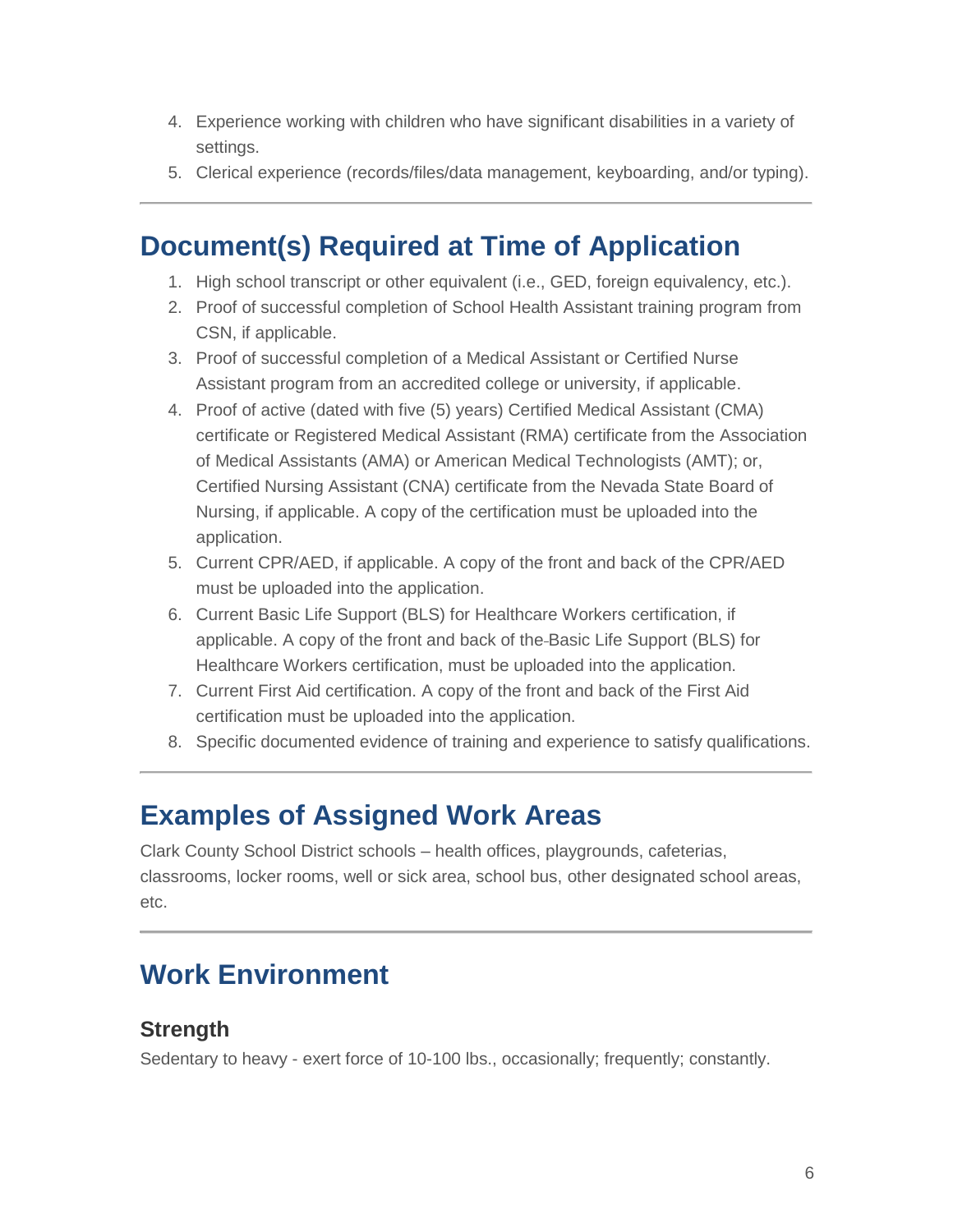4. Experience working with children who have significant disabilities in a variety of settings.
5. Clerical experience (records/files/data management, keyboarding, and/or typing).

---

## Document(s) Required at Time of Application

1. High school transcript or other equivalent (i.e., GED, foreign equivalency, etc.).
2. Proof of successful completion of School Health Assistant training program from CSN, if applicable.
3. Proof of successful completion of a Medical Assistant or Certified Nurse Assistant program from an accredited college or university, if applicable.
4. Proof of active (dated with five (5) years) Certified Medical Assistant (CMA) certificate or Registered Medical Assistant (RMA) certificate from the Association of Medical Assistants (AMA) or American Medical Technologists (AMT); or, Certified Nursing Assistant (CNA) certificate from the Nevada State Board of Nursing, if applicable. A copy of the certification must be uploaded into the application.
5. Current CPR/AED, if applicable. A copy of the front and back of the CPR/AED must be uploaded into the application.
6. Current Basic Life Support (BLS) for Healthcare Workers certification, if applicable. A copy of the front and back of the Basic Life Support (BLS) for Healthcare Workers certification, must be uploaded into the application.
7. Current First Aid certification. A copy of the front and back of the First Aid certification must be uploaded into the application.
8. Specific documented evidence of training and experience to satisfy qualifications.

---

## Examples of Assigned Work Areas

Clark County School District schools – health offices, playgrounds, cafeterias, classrooms, locker rooms, well or sick area, school bus, other designated school areas, etc.

---

## Work Environment

### Strength

Sedentary to heavy - exert force of 10-100 lbs., occasionally; frequently; constantly.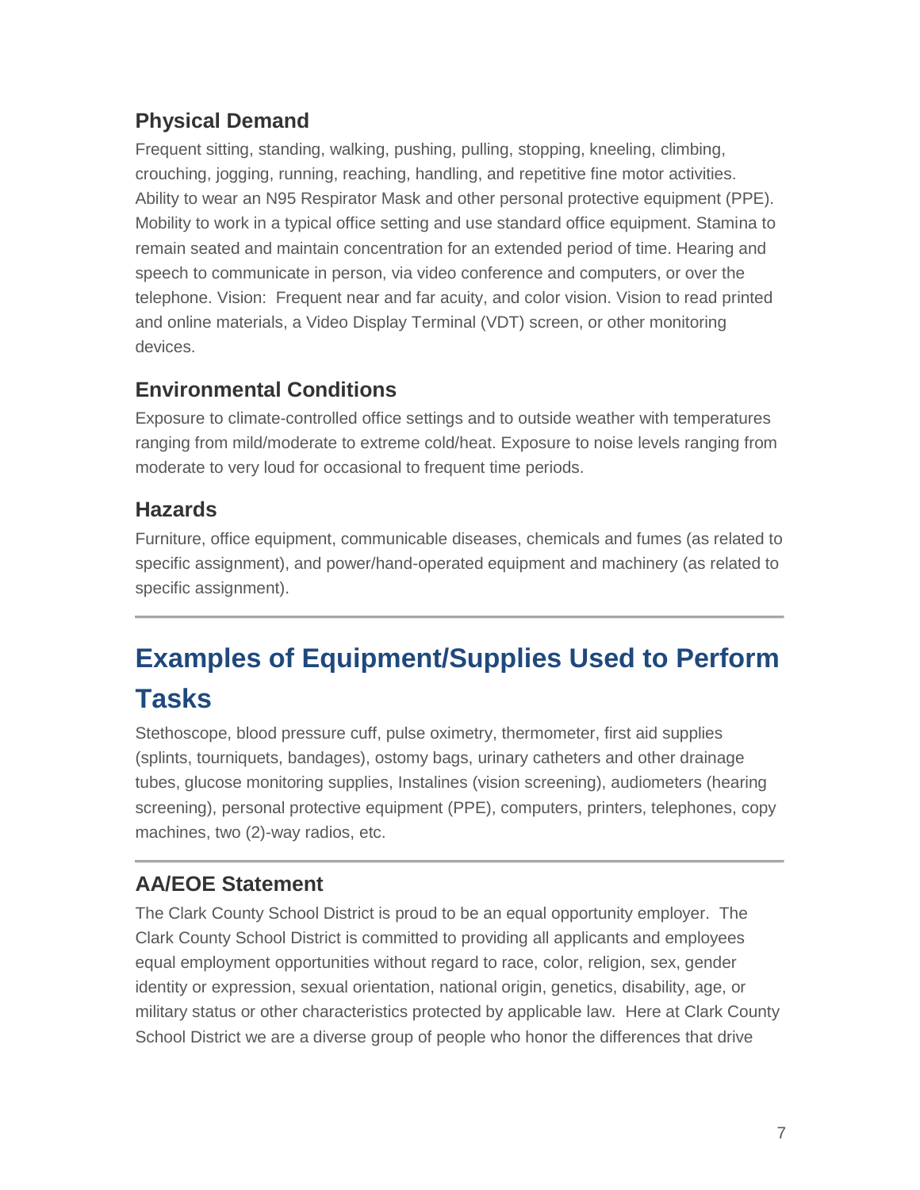### Physical Demand

Frequent sitting, standing, walking, pushing, pulling, stopping, kneeling, climbing, crouching, jogging, running, reaching, handling, and repetitive fine motor activities. Ability to wear an N95 Respirator Mask and other personal protective equipment (PPE). Mobility to work in a typical office setting and use standard office equipment. Stamina to remain seated and maintain concentration for an extended period of time. Hearing and speech to communicate in person, via video conference and computers, or over the telephone. Vision: Frequent near and far acuity, and color vision. Vision to read printed and online materials, a Video Display Terminal (VDT) screen, or other monitoring devices.

### Environmental Conditions

Exposure to climate-controlled office settings and to outside weather with temperatures ranging from mild/moderate to extreme cold/heat. Exposure to noise levels ranging from moderate to very loud for occasional to frequent time periods.

### Hazards

Furniture, office equipment, communicable diseases, chemicals and fumes (as related to specific assignment), and power/hand-operated equipment and machinery (as related to specific assignment).

---

## Examples of Equipment/Supplies Used to Perform Tasks

Stethoscope, blood pressure cuff, pulse oximetry, thermometer, first aid supplies (splints, tourniquets, bandages), ostomy bags, urinary catheters and other drainage tubes, glucose monitoring supplies, Instalines (vision screening), audiometers (hearing screening), personal protective equipment (PPE), computers, printers, telephones, copy machines, two (2)-way radios, etc.

---

### AA/EOE Statement

The Clark County School District is proud to be an equal opportunity employer. The Clark County School District is committed to providing all applicants and employees equal employment opportunities without regard to race, color, religion, sex, gender identity or expression, sexual orientation, national origin, genetics, disability, age, or military status or other characteristics protected by applicable law. Here at Clark County School District we are a diverse group of people who honor the differences that drive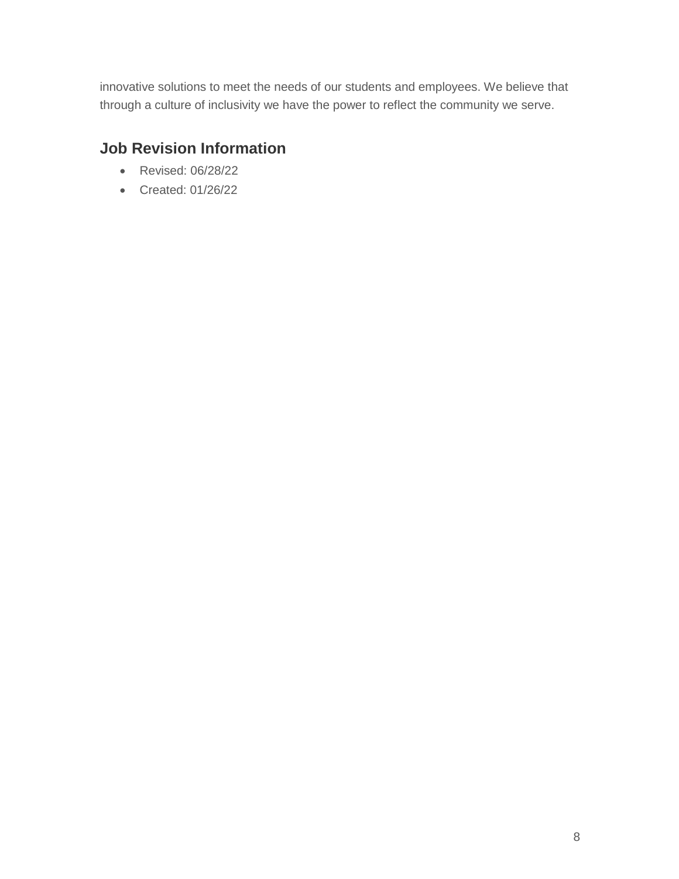innovative solutions to meet the needs of our students and employees. We believe that through a culture of inclusivity we have the power to reflect the community we serve.

## Job Revision Information

- Revised: 06/28/22
- Created: 01/26/22